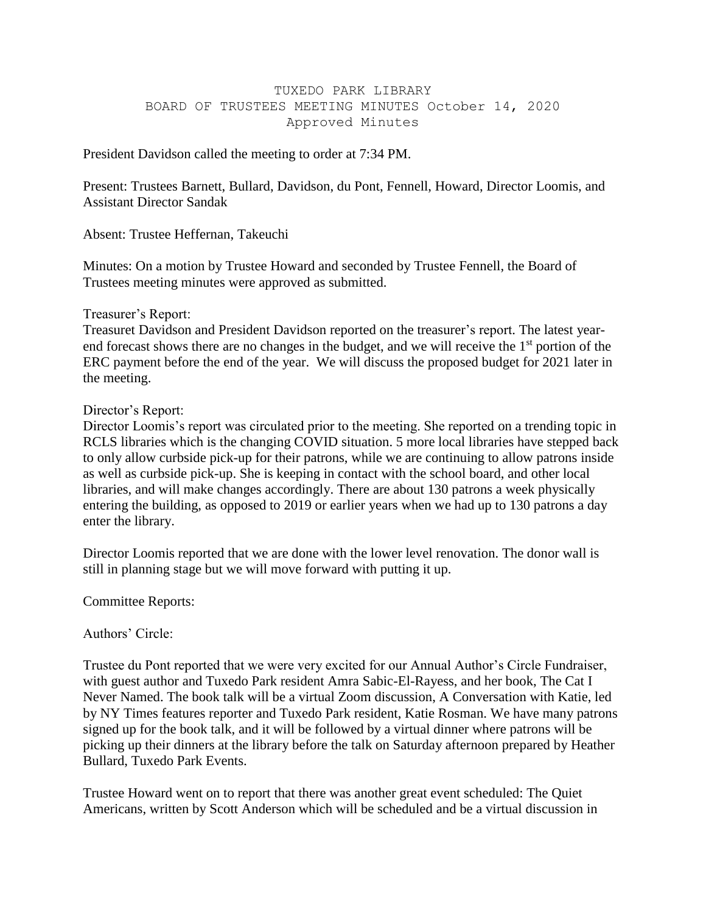# TUXEDO PARK LIBRARY
## BOARD OF TRUSTEES MEETING MINUTES October 14, 2020
### Approved Minutes

President Davidson called the meeting to order at 7:34 PM.

Present: Trustees Barnett, Bullard, Davidson, du Pont, Fennell, Howard, Director Loomis, and Assistant Director Sandak

Absent: Trustee Heffernan, Takeuchi

Minutes: On a motion by Trustee Howard and seconded by Trustee Fennell, the Board of Trustees meeting minutes were approved as submitted.

Treasurer's Report:
Treasuret Davidson and President Davidson reported on the treasurer's report. The latest year-end forecast shows there are no changes in the budget, and we will receive the 1st portion of the ERC payment before the end of the year. We will discuss the proposed budget for 2021 later in the meeting.

Director's Report:
Director Loomis's report was circulated prior to the meeting. She reported on a trending topic in RCLS libraries which is the changing COVID situation. 5 more local libraries have stepped back to only allow curbside pick-up for their patrons, while we are continuing to allow patrons inside as well as curbside pick-up. She is keeping in contact with the school board, and other local libraries, and will make changes accordingly. There are about 130 patrons a week physically entering the building, as opposed to 2019 or earlier years when we had up to 130 patrons a day enter the library.

Director Loomis reported that we are done with the lower level renovation. The donor wall is still in planning stage but we will move forward with putting it up.

Committee Reports:

Authors' Circle:

Trustee du Pont reported that we were very excited for our Annual Author's Circle Fundraiser, with guest author and Tuxedo Park resident Amra Sabic-El-Rayess, and her book, The Cat I Never Named. The book talk will be a virtual Zoom discussion, A Conversation with Katie, led by NY Times features reporter and Tuxedo Park resident, Katie Rosman. We have many patrons signed up for the book talk, and it will be followed by a virtual dinner where patrons will be picking up their dinners at the library before the talk on Saturday afternoon prepared by Heather Bullard, Tuxedo Park Events.

Trustee Howard went on to report that there was another great event scheduled: The Quiet Americans, written by Scott Anderson which will be scheduled and be a virtual discussion in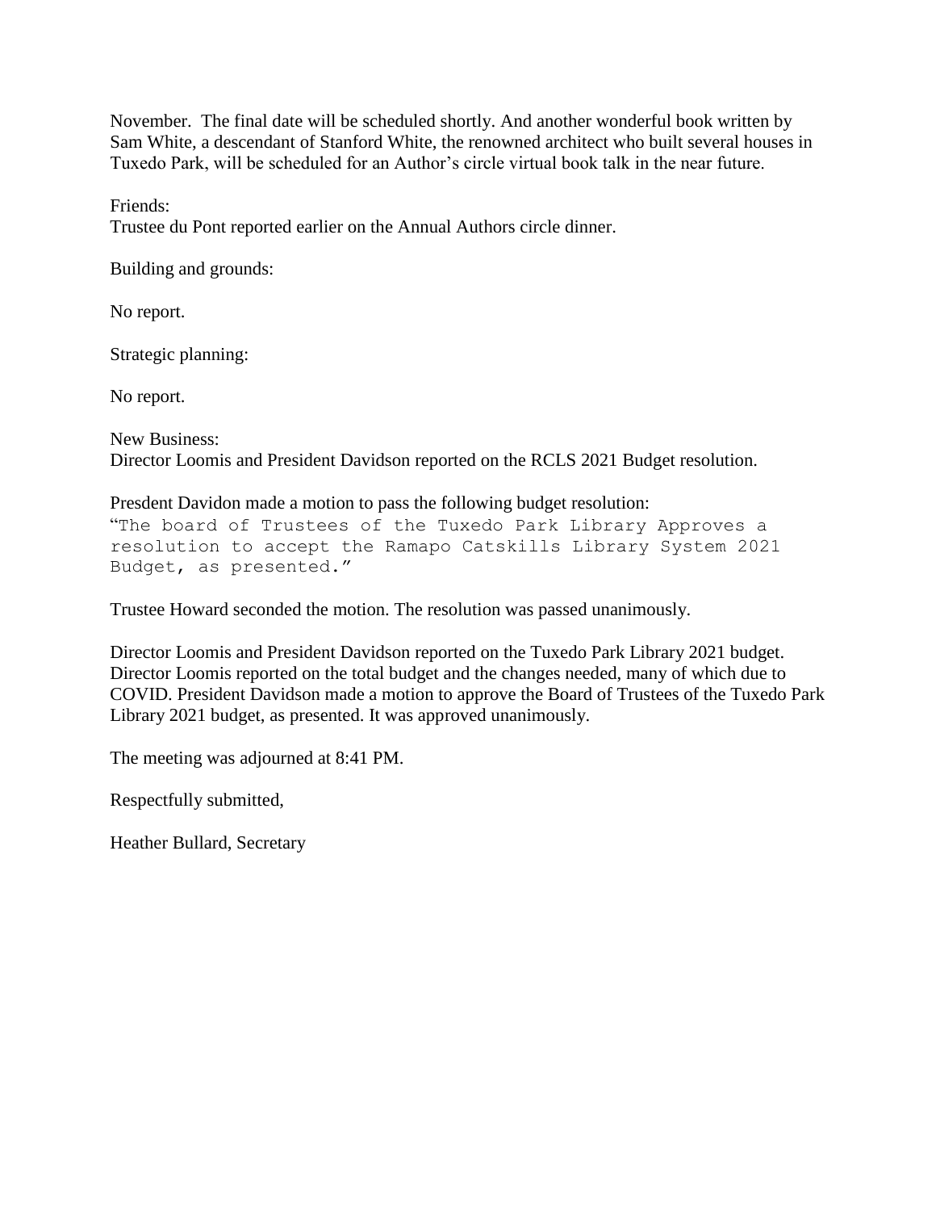November. The final date will be scheduled shortly. And another wonderful book written by Sam White, a descendant of Stanford White, the renowned architect who built several houses in Tuxedo Park, will be scheduled for an Author's circle virtual book talk in the near future.

Friends:
Trustee du Pont reported earlier on the Annual Authors circle dinner.

Building and grounds:

No report.

Strategic planning:

No report.

New Business:
Director Loomis and President Davidson reported on the RCLS 2021 Budget resolution.

Presdent Davidon made a motion to pass the following budget resolution:
"The board of Trustees of the Tuxedo Park Library Approves a resolution to accept the Ramapo Catskills Library System 2021 Budget, as presented."

Trustee Howard seconded the motion. The resolution was passed unanimously.

Director Loomis and President Davidson reported on the Tuxedo Park Library 2021 budget. Director Loomis reported on the total budget and the changes needed, many of which due to COVID. President Davidson made a motion to approve the Board of Trustees of the Tuxedo Park Library 2021 budget, as presented. It was approved unanimously.

The meeting was adjourned at 8:41 PM.

Respectfully submitted,

Heather Bullard, Secretary